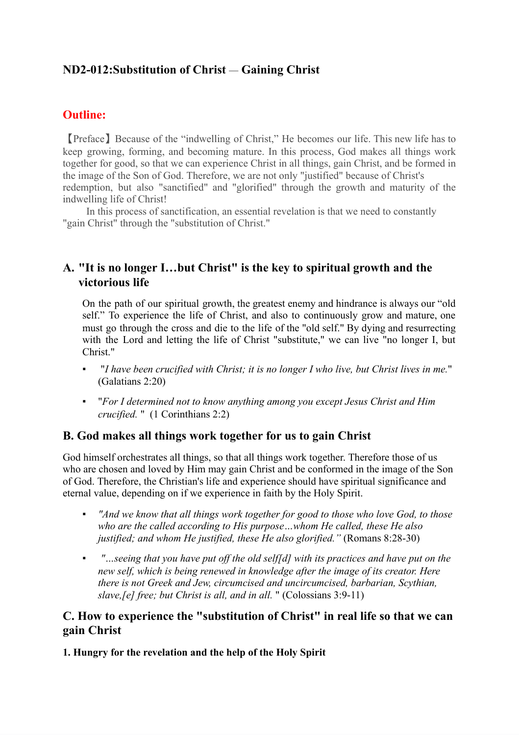# ND2-012:Substitution of Christ — Gaining Christ

## Outline:

【Preface】Because of the “indwelling of Christ,” He becomes our life. This new life has to keep growing, forming, and becoming mature. In this process, God makes all things work together for good, so that we can experience Christ in all things, gain Christ, and be formed in the image of the Son of God. Therefore, we are not only "justified" because of Christ's redemption, but also "sanctified" and "glorified" through the growth and maturity of the indwelling life of Christ!

In this process of sanctification, an essential revelation is that we need to constantly "gain Christ" through the "substitution of Christ."

## A. "It is no longer I…but Christ" is the key to spiritual growth and the victorious life

On the path of our spiritual growth, the greatest enemy and hindrance is always our “old self.” To experience the life of Christ, and also to continuously grow and mature, one must go through the cross and die to the life of the "old self." By dying and resurrecting with the Lord and letting the life of Christ "substitute," we can live "no longer I, but Christ."

- "*I have been crucified with Christ; it is no longer I who live, but Christ lives in me.*" (Galatians 2:20)
- "*For I determined not to know anything among you except Jesus Christ and Him crucified.* " (1 Corinthians 2:2)

## B. God makes all things work together for us to gain Christ

God himself orchestrates all things, so that all things work together. Therefore those of us who are chosen and loved by Him may gain Christ and be conformed in the image of the Son of God. Therefore, the Christian's life and experience should have spiritual significance and eternal value, depending on if we experience in faith by the Holy Spirit.

- *"And we know that all things work together for good to those who love God, to those who are the called according to His purpose…whom He called, these He also justified; and whom He justified, these He also glorified.”* (Romans 8:28-30)
- *"…seeing that you have put off the old self[d] with its practices and have put on the new self, which is being renewed in knowledge after the image of its creator. Here there is not Greek and Jew, circumcised and uncircumcised, barbarian, Scythian, slave,[e] free; but Christ is all, and in all.* " (Colossians 3:9-11)

## C. How to experience the "substitution of Christ" in real life so that we can gain Christ

### 1. Hungry for the revelation and the help of the Holy Spirit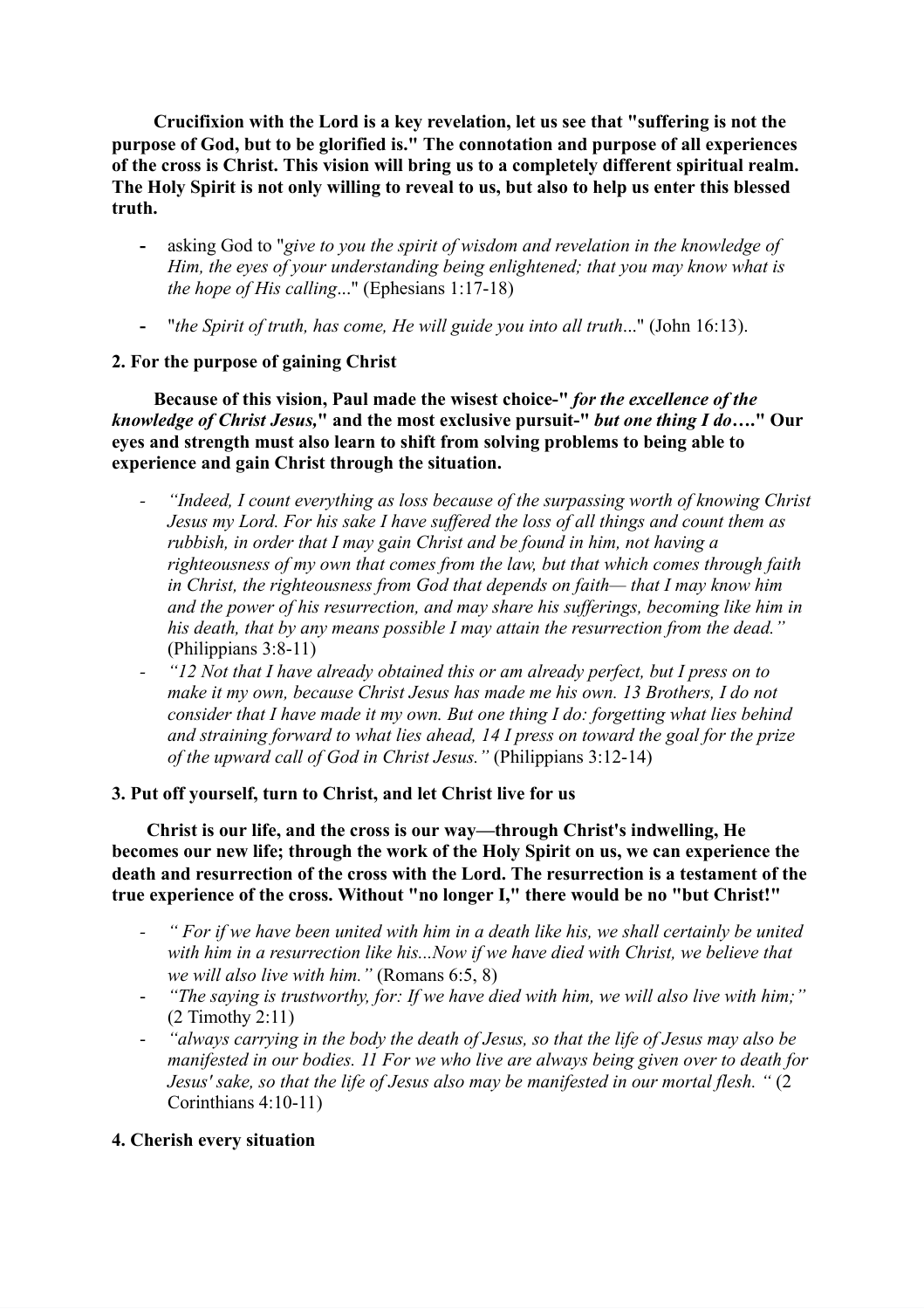**Crucifixion with the Lord is a key revelation, let us see that "suffering is not the purpose of God, but to be glorified is." The connotation and purpose of all experiences of the cross is Christ. This vision will bring us to a completely different spiritual realm. The Holy Spirit is not only willing to reveal to us, but also to help us enter this blessed truth.**

- asking God to "*give to you the spirit of wisdom and revelation in the knowledge of Him, the eyes of your understanding being enlightened; that you may know what is the hope of His calling*..." (Ephesians 1:17-18)

- "*the Spirit of truth, has come, He will guide you into all truth*..." (John 16:13).

### 2. For the purpose of gaining Christ

**Because of this vision, Paul made the wisest choice-"** ***for the excellence of the knowledge of Christ Jesus,*****" and the most exclusive pursuit-"** ***but one thing I do*****…." Our eyes and strength must also learn to shift from solving problems to being able to experience and gain Christ through the situation.**

- *"Indeed, I count everything as loss because of the surpassing worth of knowing Christ Jesus my Lord. For his sake I have suffered the loss of all things and count them as rubbish, in order that I may gain Christ and be found in him, not having a righteousness of my own that comes from the law, but that which comes through faith in Christ, the righteousness from God that depends on faith— that I may know him and the power of his resurrection, and may share his sufferings, becoming like him in his death, that by any means possible I may attain the resurrection from the dead."* (Philippians 3:8-11)
- *"12 Not that I have already obtained this or am already perfect, but I press on to make it my own, because Christ Jesus has made me his own. 13 Brothers, I do not consider that I have made it my own. But one thing I do: forgetting what lies behind and straining forward to what lies ahead, 14 I press on toward the goal for the prize of the upward call of God in Christ Jesus."* (Philippians 3:12-14)

### 3. Put off yourself, turn to Christ, and let Christ live for us

**Christ is our life, and the cross is our way—through Christ's indwelling, He becomes our new life; through the work of the Holy Spirit on us, we can experience the death and resurrection of the cross with the Lord. The resurrection is a testament of the true experience of the cross. Without "no longer I," there would be no "but Christ!"**

- *" For if we have been united with him in a death like his, we shall certainly be united with him in a resurrection like his...Now if we have died with Christ, we believe that we will also live with him."* (Romans 6:5, 8)
- *"The saying is trustworthy, for: If we have died with him, we will also live with him;"* (2 Timothy 2:11)
- *"always carrying in the body the death of Jesus, so that the life of Jesus may also be manifested in our bodies. 11 For we who live are always being given over to death for Jesus' sake, so that the life of Jesus also may be manifested in our mortal flesh. "* (2 Corinthians 4:10-11)

### 4. Cherish every situation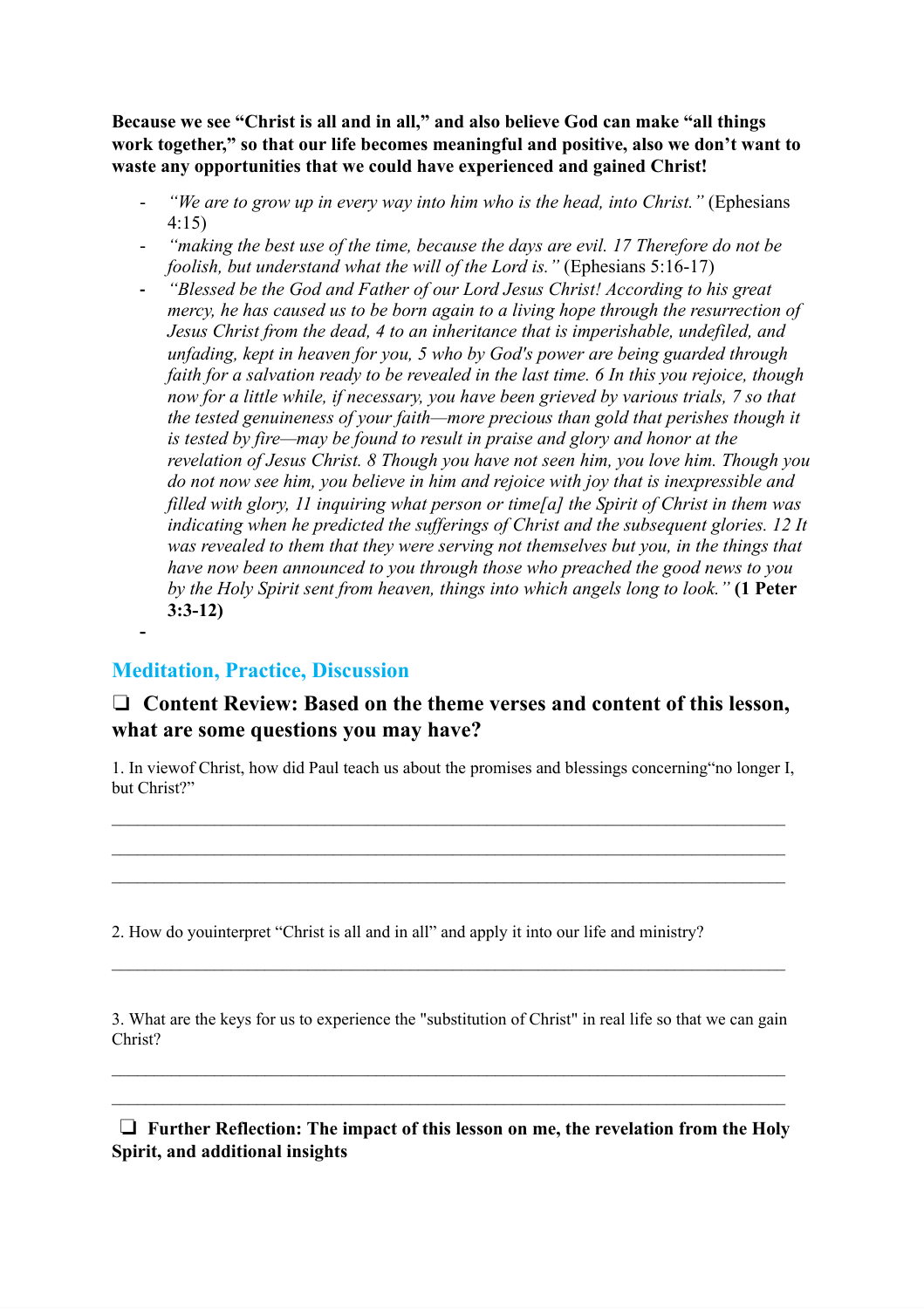**Because we see "Christ is all and in all," and also believe God can make "all things work together," so that our life becomes meaningful and positive, also we don't want to waste any opportunities that we could have experienced and gained Christ!**

- *"We are to grow up in every way into him who is the head, into Christ."* (Ephesians 4:15)
- *"making the best use of the time, because the days are evil. 17 Therefore do not be foolish, but understand what the will of the Lord is."* (Ephesians 5:16-17)
- *"Blessed be the God and Father of our Lord Jesus Christ! According to his great mercy, he has caused us to be born again to a living hope through the resurrection of Jesus Christ from the dead, 4 to an inheritance that is imperishable, undefiled, and unfading, kept in heaven for you, 5 who by God's power are being guarded through faith for a salvation ready to be revealed in the last time. 6 In this you rejoice, though now for a little while, if necessary, you have been grieved by various trials, 7 so that the tested genuineness of your faith—more precious than gold that perishes though it is tested by fire—may be found to result in praise and glory and honor at the revelation of Jesus Christ. 8 Though you have not seen him, you love him. Though you do not now see him, you believe in him and rejoice with joy that is inexpressible and filled with glory, 11 inquiring what person or time[a] the Spirit of Christ in them was indicating when he predicted the sufferings of Christ and the subsequent glories. 12 It was revealed to them that they were serving not themselves but you, in the things that have now been announced to you through those who preached the good news to you by the Holy Spirit sent from heaven, things into which angels long to look."* **(1 Peter 3:3-12)**
-

## Meditation, Practice, Discussion

### ❑ Content Review: Based on the theme verses and content of this lesson, what are some questions you may have?

1. In viewof Christ, how did Paul teach us about the promises and blessings concerning"no longer I, but Christ?"

______________________________________________________________________________

______________________________________________________________________________

______________________________________________________________________________

2. How do youinterpret "Christ is all and in all" and apply it into our life and ministry?

______________________________________________________________________________

3. What are the keys for us to experience the "substitution of Christ" in real life so that we can gain Christ?

______________________________________________________________________________

______________________________________________________________________________

### ❑ Further Reflection: The impact of this lesson on me, the revelation from the Holy Spirit, and additional insights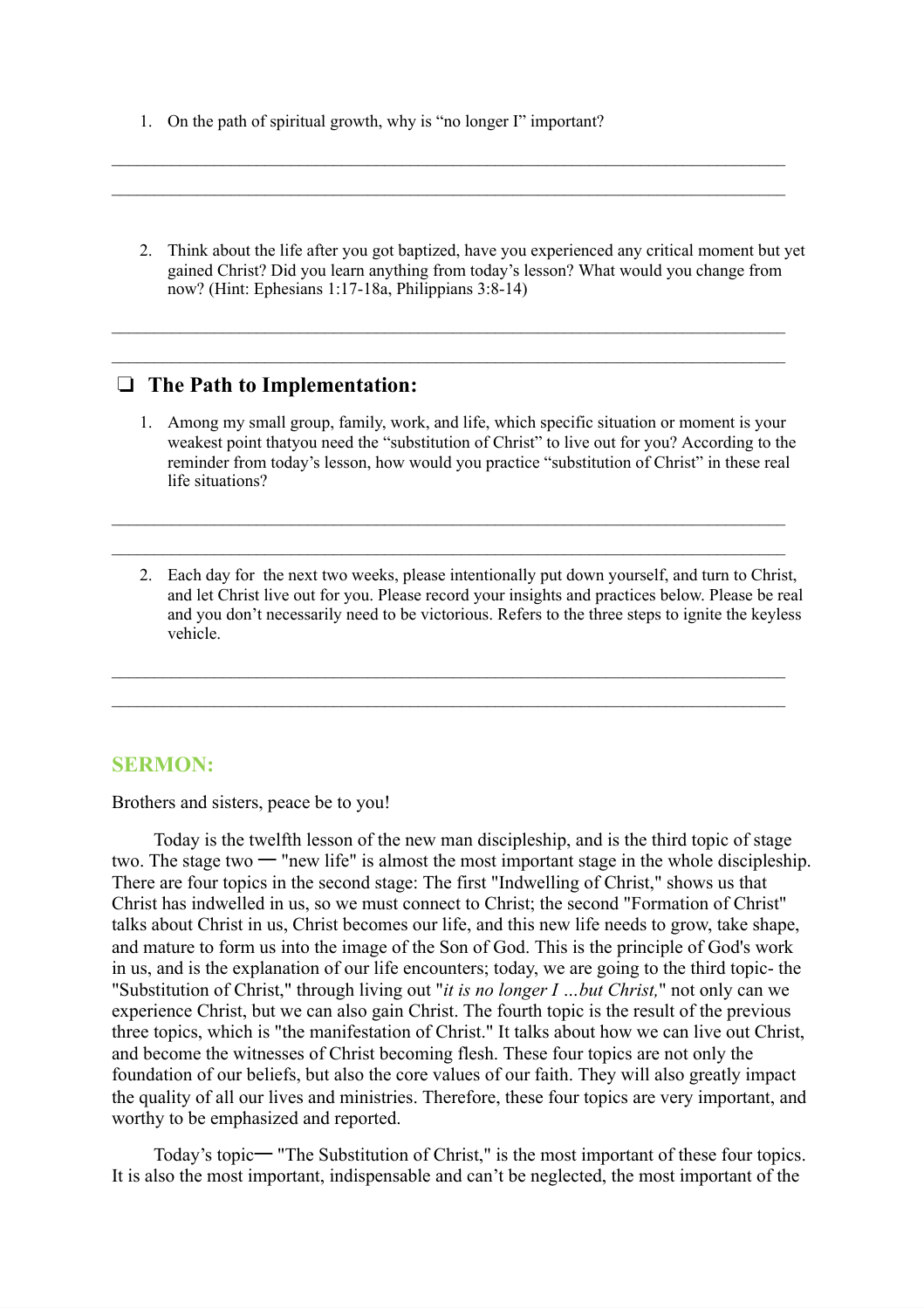1. On the path of spiritual growth, why is “no longer I” important?

_______________________________________________________________________________

_______________________________________________________________________________

2. Think about the life after you got baptized, have you experienced any critical moment but yet gained Christ? Did you learn anything from today’s lesson? What would you change from now? (Hint: Ephesians 1:17-18a, Philippians 3:8-14)

_______________________________________________________________________________

_______________________________________________________________________________

## ❑ The Path to Implementation:

1. Among my small group, family, work, and life, which specific situation or moment is your weakest point thatyou need the “substitution of Christ” to live out for you? According to the reminder from today’s lesson, how would you practice “substitution of Christ” in these real life situations?

_______________________________________________________________________________

_______________________________________________________________________________

2. Each day for  the next two weeks, please intentionally put down yourself, and turn to Christ, and let Christ live out for you. Please record your insights and practices below. Please be real and you don’t necessarily need to be victorious. Refers to the three steps to ignite the keyless vehicle.

_______________________________________________________________________________

_______________________________________________________________________________

## SERMON:

Brothers and sisters, peace be to you!

Today is the twelfth lesson of the new man discipleship, and is the third topic of stage two. The stage two 一 "new life" is almost the most important stage in the whole discipleship. There are four topics in the second stage: The first "Indwelling of Christ," shows us that Christ has indwelled in us, so we must connect to Christ; the second "Formation of Christ" talks about Christ in us, Christ becomes our life, and this new life needs to grow, take shape, and mature to form us into the image of the Son of God. This is the principle of God's work in us, and is the explanation of our life encounters; today, we are going to the third topic- the "Substitution of Christ," through living out "*it is no longer I …but Christ,*" not only can we experience Christ, but we can also gain Christ. The fourth topic is the result of the previous three topics, which is "the manifestation of Christ." It talks about how we can live out Christ, and become the witnesses of Christ becoming flesh. These four topics are not only the foundation of our beliefs, but also the core values of our faith. They will also greatly impact the quality of all our lives and ministries. Therefore, these four topics are very important, and worthy to be emphasized and reported.

Today’s topic一 "The Substitution of Christ," is the most important of these four topics. It is also the most important, indispensable and can’t be neglected, the most important of the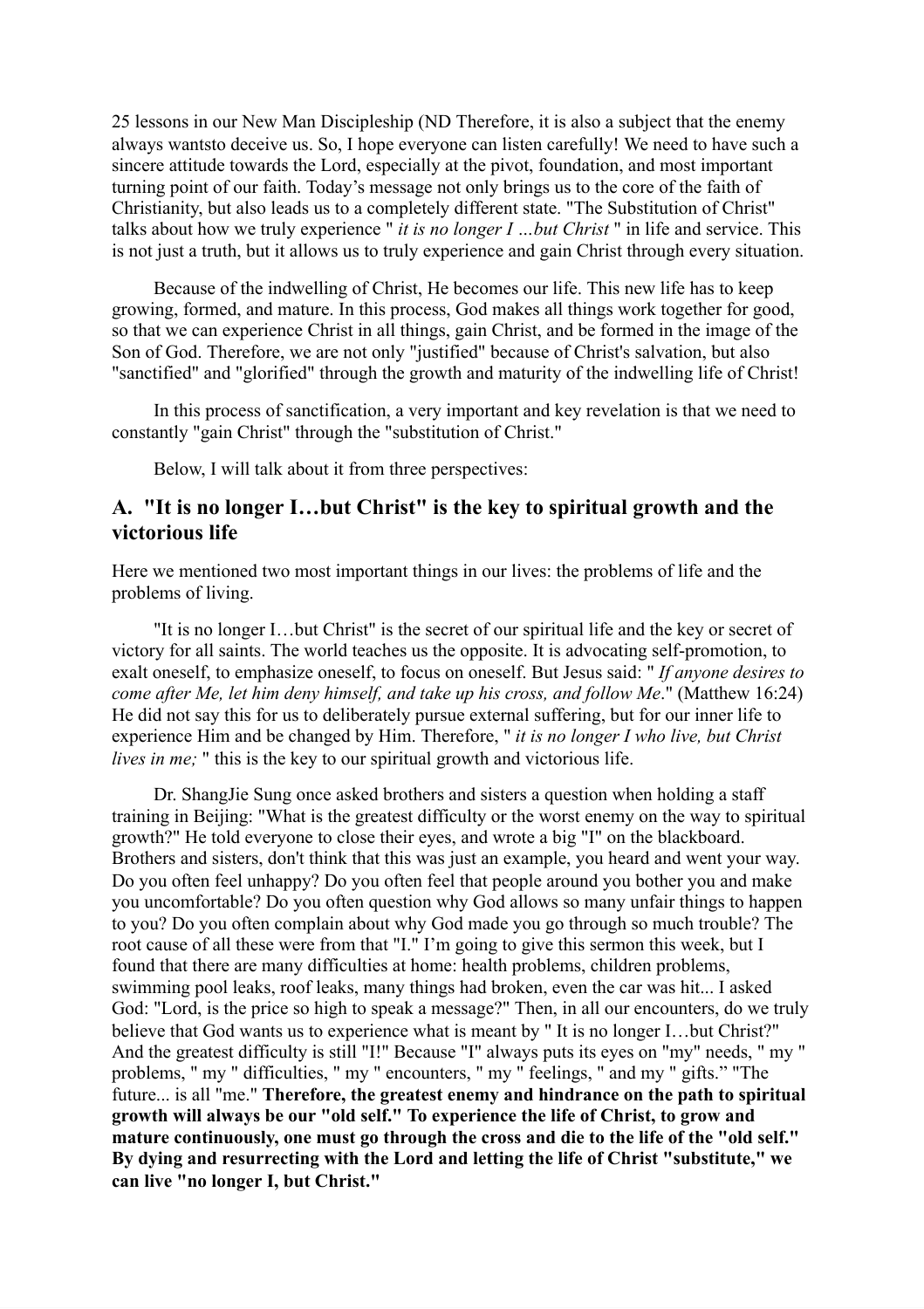25 lessons in our New Man Discipleship (ND Therefore, it is also a subject that the enemy always wantsto deceive us. So, I hope everyone can listen carefully! We need to have such a sincere attitude towards the Lord, especially at the pivot, foundation, and most important turning point of our faith. Today's message not only brings us to the core of the faith of Christianity, but also leads us to a completely different state. "The Substitution of Christ" talks about how we truly experience " *it is no longer I …but Christ* " in life and service. This is not just a truth, but it allows us to truly experience and gain Christ through every situation.

Because of the indwelling of Christ, He becomes our life. This new life has to keep growing, formed, and mature. In this process, God makes all things work together for good, so that we can experience Christ in all things, gain Christ, and be formed in the image of the Son of God. Therefore, we are not only "justified" because of Christ's salvation, but also "sanctified" and "glorified" through the growth and maturity of the indwelling life of Christ!

In this process of sanctification, a very important and key revelation is that we need to constantly "gain Christ" through the "substitution of Christ."

Below, I will talk about it from three perspectives:

## A. "It is no longer I…but Christ" is the key to spiritual growth and the victorious life

Here we mentioned two most important things in our lives: the problems of life and the problems of living.

"It is no longer I…but Christ" is the secret of our spiritual life and the key or secret of victory for all saints. The world teaches us the opposite. It is advocating self-promotion, to exalt oneself, to emphasize oneself, to focus on oneself. But Jesus said: " *If anyone desires to come after Me, let him deny himself, and take up his cross, and follow Me*." (Matthew 16:24) He did not say this for us to deliberately pursue external suffering, but for our inner life to experience Him and be changed by Him. Therefore, " *it is no longer I who live, but Christ lives in me;* " this is the key to our spiritual growth and victorious life.

Dr. ShangJie Sung once asked brothers and sisters a question when holding a staff training in Beijing: "What is the greatest difficulty or the worst enemy on the way to spiritual growth?" He told everyone to close their eyes, and wrote a big "I" on the blackboard. Brothers and sisters, don't think that this was just an example, you heard and went your way. Do you often feel unhappy? Do you often feel that people around you bother you and make you uncomfortable? Do you often question why God allows so many unfair things to happen to you? Do you often complain about why God made you go through so much trouble? The root cause of all these were from that "I." I'm going to give this sermon this week, but I found that there are many difficulties at home: health problems, children problems, swimming pool leaks, roof leaks, many things had broken, even the car was hit... I asked God: "Lord, is the price so high to speak a message?" Then, in all our encounters, do we truly believe that God wants us to experience what is meant by " It is no longer I…but Christ?" And the greatest difficulty is still "I!" Because "I" always puts its eyes on "my" needs, " my " problems, " my " difficulties, " my " encounters, " my " feelings, " and my " gifts." "The future... is all "me." **Therefore, the greatest enemy and hindrance on the path to spiritual growth will always be our "old self." To experience the life of Christ, to grow and mature continuously, one must go through the cross and die to the life of the "old self." By dying and resurrecting with the Lord and letting the life of Christ "substitute," we can live "no longer I, but Christ."**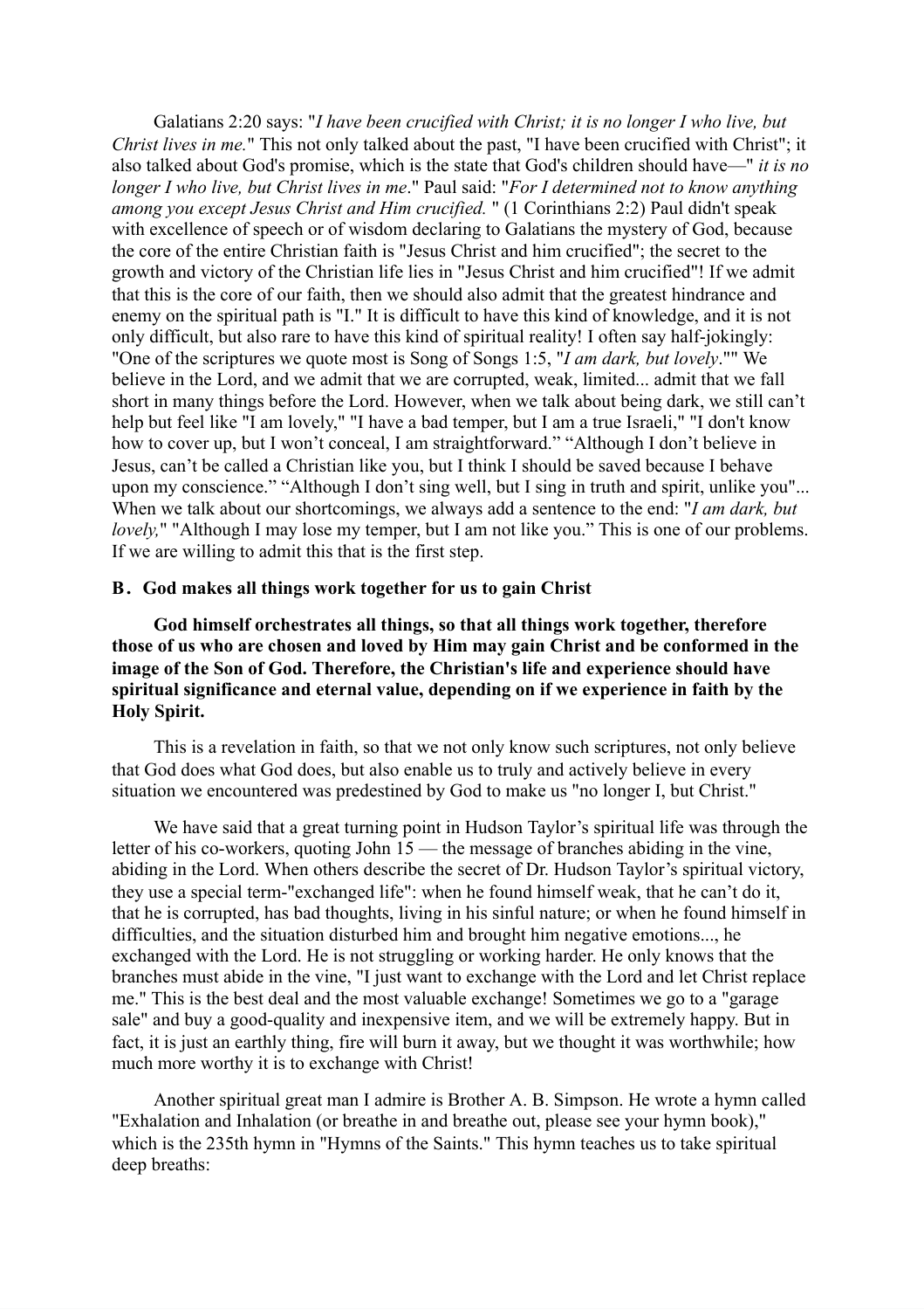Galatians 2:20 says: "*I have been crucified with Christ; it is no longer I who live, but Christ lives in me.*" This not only talked about the past, "I have been crucified with Christ"; it also talked about God's promise, which is the state that God's children should have—" *it is no longer I who live, but Christ lives in me*." Paul said: "*For I determined not to know anything among you except Jesus Christ and Him crucified.* " (1 Corinthians 2:2) Paul didn't speak with excellence of speech or of wisdom declaring to Galatians the mystery of God, because the core of the entire Christian faith is "Jesus Christ and him crucified"; the secret to the growth and victory of the Christian life lies in "Jesus Christ and him crucified"! If we admit that this is the core of our faith, then we should also admit that the greatest hindrance and enemy on the spiritual path is "I." It is difficult to have this kind of knowledge, and it is not only difficult, but also rare to have this kind of spiritual reality! I often say half-jokingly: "One of the scriptures we quote most is Song of Songs 1:5, "*I am dark, but lovely*."" We believe in the Lord, and we admit that we are corrupted, weak, limited... admit that we fall short in many things before the Lord. However, when we talk about being dark, we still can't help but feel like "I am lovely," "I have a bad temper, but I am a true Israeli," "I don't know how to cover up, but I won't conceal, I am straightforward." "Although I don't believe in Jesus, can't be called a Christian like you, but I think I should be saved because I behave upon my conscience." "Although I don't sing well, but I sing in truth and spirit, unlike you"... When we talk about our shortcomings, we always add a sentence to the end: "*I am dark, but lovely,*" "Although I may lose my temper, but I am not like you." This is one of our problems. If we are willing to admit this that is the first step.

### B. God makes all things work together for us to gain Christ

**God himself orchestrates all things, so that all things work together, therefore those of us who are chosen and loved by Him may gain Christ and be conformed in the image of the Son of God. Therefore, the Christian's life and experience should have spiritual significance and eternal value, depending on if we experience in faith by the Holy Spirit.**

This is a revelation in faith, so that we not only know such scriptures, not only believe that God does what God does, but also enable us to truly and actively believe in every situation we encountered was predestined by God to make us "no longer I, but Christ."

We have said that a great turning point in Hudson Taylor's spiritual life was through the letter of his co-workers, quoting John 15 — the message of branches abiding in the vine, abiding in the Lord. When others describe the secret of Dr. Hudson Taylor's spiritual victory, they use a special term-"exchanged life": when he found himself weak, that he can't do it, that he is corrupted, has bad thoughts, living in his sinful nature; or when he found himself in difficulties, and the situation disturbed him and brought him negative emotions..., he exchanged with the Lord. He is not struggling or working harder. He only knows that the branches must abide in the vine, "I just want to exchange with the Lord and let Christ replace me." This is the best deal and the most valuable exchange! Sometimes we go to a "garage sale" and buy a good-quality and inexpensive item, and we will be extremely happy. But in fact, it is just an earthly thing, fire will burn it away, but we thought it was worthwhile; how much more worthy it is to exchange with Christ!

Another spiritual great man I admire is Brother A. B. Simpson. He wrote a hymn called "Exhalation and Inhalation (or breathe in and breathe out, please see your hymn book)," which is the 235th hymn in "Hymns of the Saints." This hymn teaches us to take spiritual deep breaths: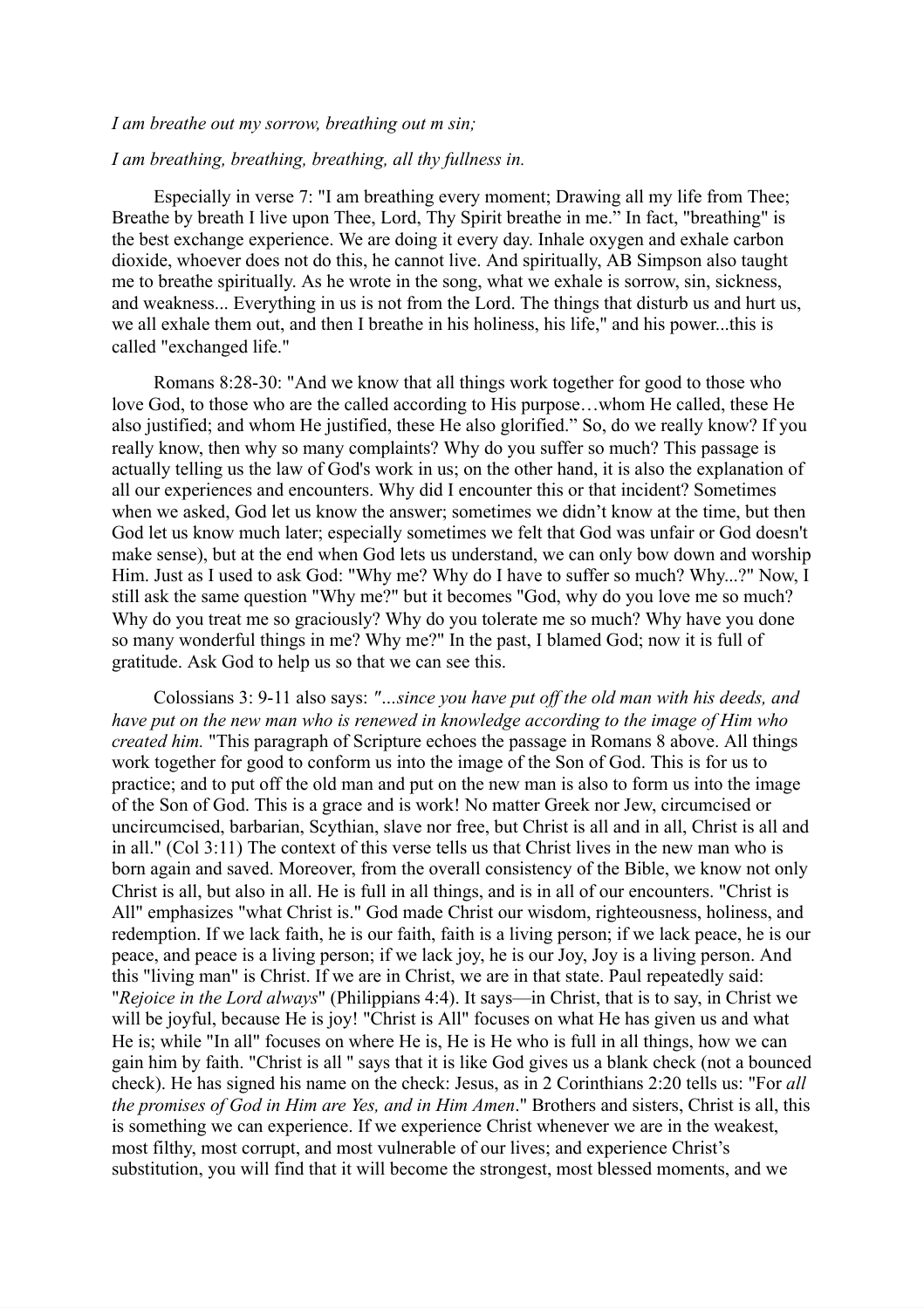*I am breathe out my sorrow, breathing out m sin;*

*I am breathing, breathing, breathing, all thy fullness in.*

Especially in verse 7: "I am breathing every moment; Drawing all my life from Thee; Breathe by breath I live upon Thee, Lord, Thy Spirit breathe in me." In fact, "breathing" is the best exchange experience. We are doing it every day. Inhale oxygen and exhale carbon dioxide, whoever does not do this, he cannot live. And spiritually, AB Simpson also taught me to breathe spiritually. As he wrote in the song, what we exhale is sorrow, sin, sickness, and weakness... Everything in us is not from the Lord. The things that disturb us and hurt us, we all exhale them out, and then I breathe in his holiness, his life," and his power...this is called "exchanged life."

Romans 8:28-30: "And we know that all things work together for good to those who love God, to those who are the called according to His purpose…whom He called, these He also justified; and whom He justified, these He also glorified." So, do we really know? If you really know, then why so many complaints? Why do you suffer so much? This passage is actually telling us the law of God's work in us; on the other hand, it is also the explanation of all our experiences and encounters. Why did I encounter this or that incident? Sometimes when we asked, God let us know the answer; sometimes we didn't know at the time, but then God let us know much later; especially sometimes we felt that God was unfair or God doesn't make sense), but at the end when God lets us understand, we can only bow down and worship Him. Just as I used to ask God: "Why me? Why do I have to suffer so much? Why...?" Now, I still ask the same question "Why me?" but it becomes "God, why do you love me so much? Why do you treat me so graciously? Why do you tolerate me so much? Why have you done so many wonderful things in me? Why me?" In the past, I blamed God; now it is full of gratitude. Ask God to help us so that we can see this.

Colossians 3: 9-11 also says: *"...since you have put off the old man with his deeds, and have put on the new man who is renewed in knowledge according to the image of Him who created him.* "This paragraph of Scripture echoes the passage in Romans 8 above. All things work together for good to conform us into the image of the Son of God. This is for us to practice; and to put off the old man and put on the new man is also to form us into the image of the Son of God. This is a grace and is work! No matter Greek nor Jew, circumcised or uncircumcised, barbarian, Scythian, slave nor free, but Christ is all and in all, Christ is all and in all." (Col 3:11) The context of this verse tells us that Christ lives in the new man who is born again and saved. Moreover, from the overall consistency of the Bible, we know not only Christ is all, but also in all. He is full in all things, and is in all of our encounters. "Christ is All" emphasizes "what Christ is." God made Christ our wisdom, righteousness, holiness, and redemption. If we lack faith, he is our faith, faith is a living person; if we lack peace, he is our peace, and peace is a living person; if we lack joy, he is our Joy, Joy is a living person. And this "living man" is Christ. If we are in Christ, we are in that state. Paul repeatedly said: "*Rejoice in the Lord always*" (Philippians 4:4). It says—in Christ, that is to say, in Christ we will be joyful, because He is joy! "Christ is All" focuses on what He has given us and what He is; while "In all" focuses on where He is, He is He who is full in all things, how we can gain him by faith. "Christ is all " says that it is like God gives us a blank check (not a bounced check). He has signed his name on the check: Jesus, as in 2 Corinthians 2:20 tells us: "For *all the promises of God in Him are Yes, and in Him Amen*." Brothers and sisters, Christ is all, this is something we can experience. If we experience Christ whenever we are in the weakest, most filthy, most corrupt, and most vulnerable of our lives; and experience Christ's substitution, you will find that it will become the strongest, most blessed moments, and we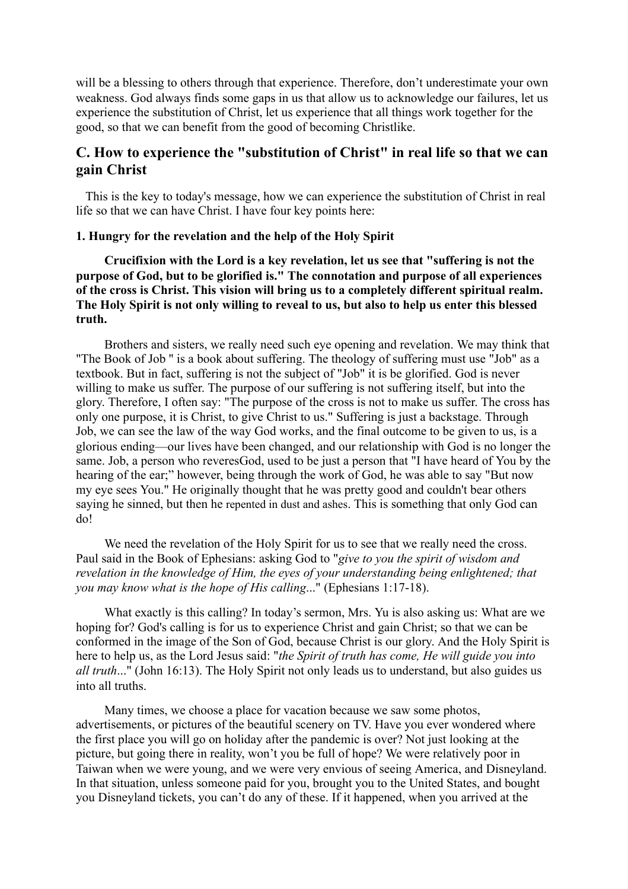will be a blessing to others through that experience. Therefore, don't underestimate your own weakness. God always finds some gaps in us that allow us to acknowledge our failures, let us experience the substitution of Christ, let us experience that all things work together for the good, so that we can benefit from the good of becoming Christlike.

## C. How to experience the "substitution of Christ" in real life so that we can gain Christ

This is the key to today's message, how we can experience the substitution of Christ in real life so that we can have Christ. I have four key points here:

#### 1. Hungry for the revelation and the help of the Holy Spirit

**Crucifixion with the Lord is a key revelation, let us see that "suffering is not the purpose of God, but to be glorified is." The connotation and purpose of all experiences of the cross is Christ. This vision will bring us to a completely different spiritual realm. The Holy Spirit is not only willing to reveal to us, but also to help us enter this blessed truth.**

Brothers and sisters, we really need such eye opening and revelation. We may think that "The Book of Job " is a book about suffering. The theology of suffering must use "Job" as a textbook. But in fact, suffering is not the subject of "Job" it is be glorified. God is never willing to make us suffer. The purpose of our suffering is not suffering itself, but into the glory. Therefore, I often say: "The purpose of the cross is not to make us suffer. The cross has only one purpose, it is Christ, to give Christ to us." Suffering is just a backstage. Through Job, we can see the law of the way God works, and the final outcome to be given to us, is a glorious ending—our lives have been changed, and our relationship with God is no longer the same. Job, a person who reveresGod, used to be just a person that "I have heard of You by the hearing of the ear;" however, being through the work of God, he was able to say "But now my eye sees You." He originally thought that he was pretty good and couldn't bear others saying he sinned, but then he repented in dust and ashes. This is something that only God can do!

We need the revelation of the Holy Spirit for us to see that we really need the cross. Paul said in the Book of Ephesians: asking God to "*give to you the spirit of wisdom and revelation in the knowledge of Him, the eyes of your understanding being enlightened; that you may know what is the hope of His calling*..." (Ephesians 1:17-18).

What exactly is this calling? In today's sermon, Mrs. Yu is also asking us: What are we hoping for? God's calling is for us to experience Christ and gain Christ; so that we can be conformed in the image of the Son of God, because Christ is our glory. And the Holy Spirit is here to help us, as the Lord Jesus said: "*the Spirit of truth has come, He will guide you into all truth*..." (John 16:13). The Holy Spirit not only leads us to understand, but also guides us into all truths.

Many times, we choose a place for vacation because we saw some photos, advertisements, or pictures of the beautiful scenery on TV. Have you ever wondered where the first place you will go on holiday after the pandemic is over? Not just looking at the picture, but going there in reality, won't you be full of hope? We were relatively poor in Taiwan when we were young, and we were very envious of seeing America, and Disneyland. In that situation, unless someone paid for you, brought you to the United States, and bought you Disneyland tickets, you can't do any of these. If it happened, when you arrived at the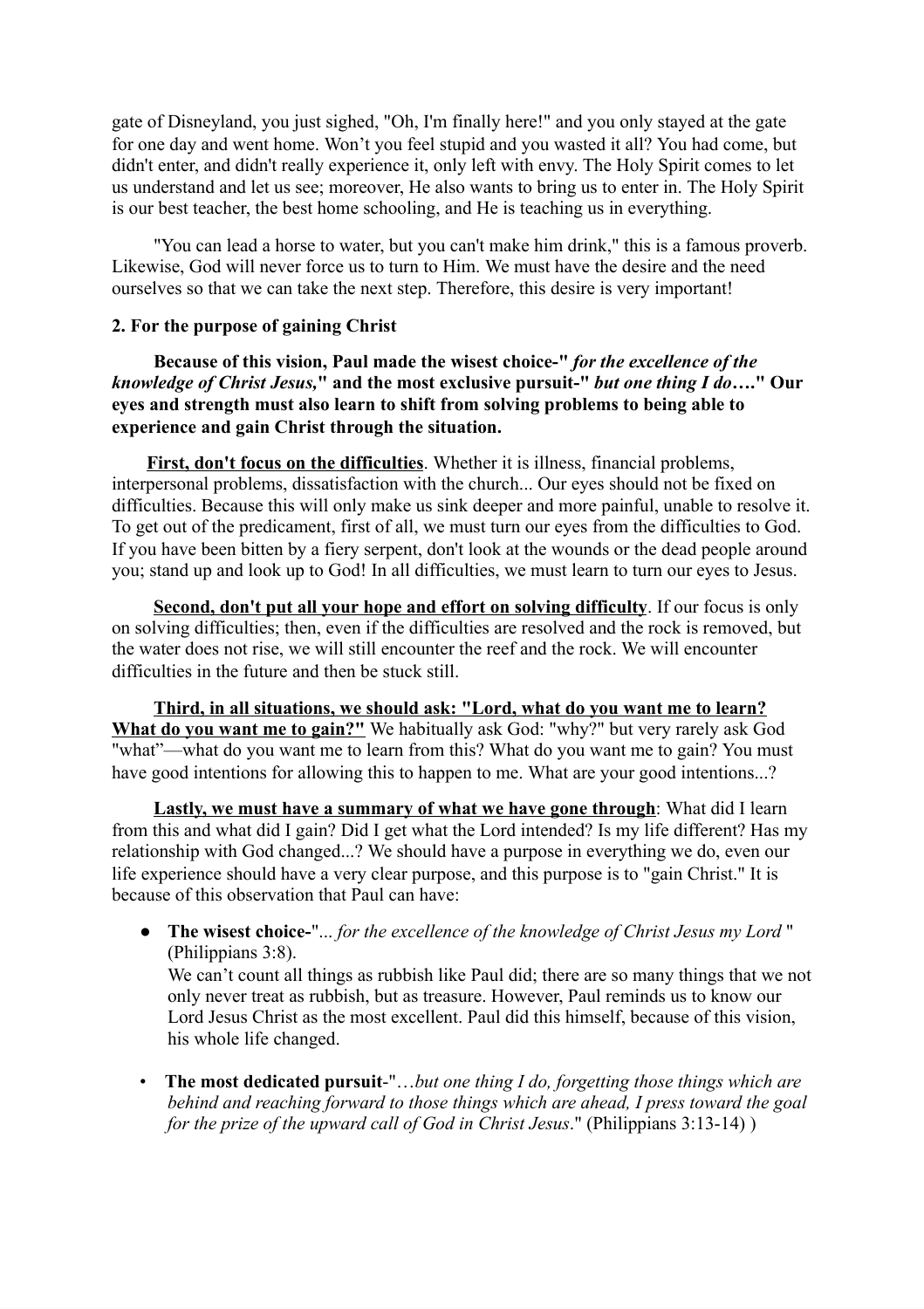gate of Disneyland, you just sighed, "Oh, I'm finally here!" and you only stayed at the gate for one day and went home. Won't you feel stupid and you wasted it all? You had come, but didn't enter, and didn't really experience it, only left with envy. The Holy Spirit comes to let us understand and let us see; moreover, He also wants to bring us to enter in. The Holy Spirit is our best teacher, the best home schooling, and He is teaching us in everything.

"You can lead a horse to water, but you can't make him drink," this is a famous proverb. Likewise, God will never force us to turn to Him. We must have the desire and the need ourselves so that we can take the next step. Therefore, this desire is very important!

**2. For the purpose of gaining Christ**

**Because of this vision, Paul made the wisest choice-"** ***for the excellence of the knowledge of Christ Jesus,*** **" and the most exclusive pursuit-"** ***but one thing I do….*** **" Our eyes and strength must also learn to shift from solving problems to being able to experience and gain Christ through the situation.**

**<u>First, don't focus on the difficulties</u>**. Whether it is illness, financial problems, interpersonal problems, dissatisfaction with the church... Our eyes should not be fixed on difficulties. Because this will only make us sink deeper and more painful, unable to resolve it. To get out of the predicament, first of all, we must turn our eyes from the difficulties to God. If you have been bitten by a fiery serpent, don't look at the wounds or the dead people around you; stand up and look up to God! In all difficulties, we must learn to turn our eyes to Jesus.

**<u>Second, don't put all your hope and effort on solving difficulty</u>**. If our focus is only on solving difficulties; then, even if the difficulties are resolved and the rock is removed, but the water does not rise, we will still encounter the reef and the rock. We will encounter difficulties in the future and then be stuck still.

**<u>Third, in all situations, we should ask: "Lord, what do you want me to learn? What do you want me to gain?"</u>** We habitually ask God: "why?" but very rarely ask God "what"—what do you want me to learn from this? What do you want me to gain? You must have good intentions for allowing this to happen to me. What are your good intentions...?

**<u>Lastly, we must have a summary of what we have gone through</u>**: What did I learn from this and what did I gain? Did I get what the Lord intended? Is my life different? Has my relationship with God changed...? We should have a purpose in everything we do, even our life experience should have a very clear purpose, and this purpose is to "gain Christ." It is because of this observation that Paul can have:

- **The wisest choice-**"... *for the excellence of the knowledge of Christ Jesus my Lord* " (Philippians 3:8).
  We can't count all things as rubbish like Paul did; there are so many things that we not only never treat as rubbish, but as treasure. However, Paul reminds us to know our Lord Jesus Christ as the most excellent. Paul did this himself, because of this vision, his whole life changed.

- **The most dedicated pursuit**-"…*but one thing I do, forgetting those things which are behind and reaching forward to those things which are ahead, I press toward the goal for the prize of the upward call of God in Christ Jesus*." (Philippians 3:13-14) )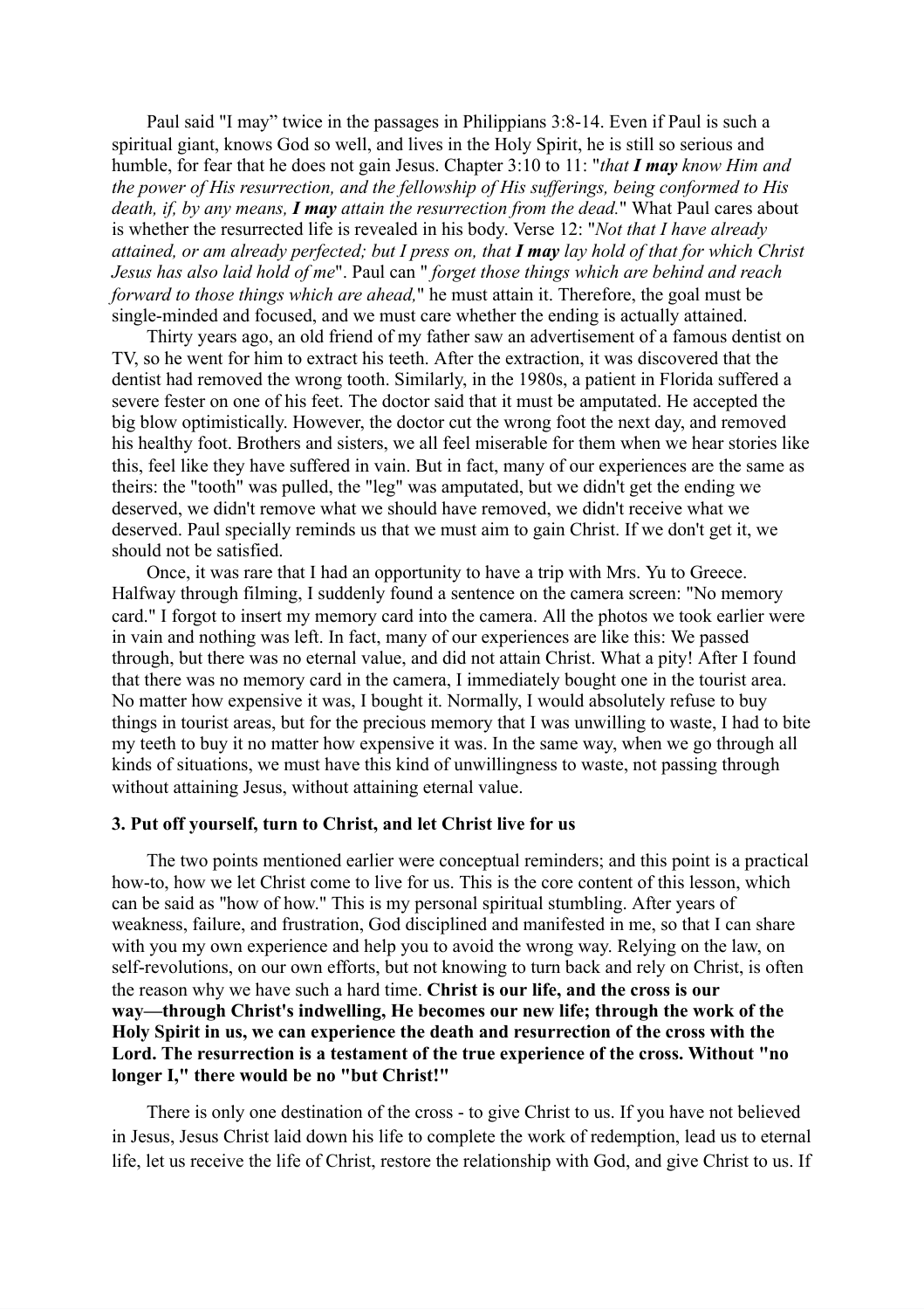Paul said "I may" twice in the passages in Philippians 3:8-14. Even if Paul is such a spiritual giant, knows God so well, and lives in the Holy Spirit, he is still so serious and humble, for fear that he does not gain Jesus. Chapter 3:10 to 11: "*that **I may** know Him and the power of His resurrection, and the fellowship of His sufferings, being conformed to His death, if, by any means, **I may** attain the resurrection from the dead.*" What Paul cares about is whether the resurrected life is revealed in his body. Verse 12: "*Not that I have already attained, or am already perfected; but I press on, that **I may** lay hold of that for which Christ Jesus has also laid hold of me*". Paul can " *forget those things which are behind and reach forward to those things which are ahead,*" he must attain it. Therefore, the goal must be single-minded and focused, and we must care whether the ending is actually attained.

Thirty years ago, an old friend of my father saw an advertisement of a famous dentist on TV, so he went for him to extract his teeth. After the extraction, it was discovered that the dentist had removed the wrong tooth. Similarly, in the 1980s, a patient in Florida suffered a severe fester on one of his feet. The doctor said that it must be amputated. He accepted the big blow optimistically. However, the doctor cut the wrong foot the next day, and removed his healthy foot. Brothers and sisters, we all feel miserable for them when we hear stories like this, feel like they have suffered in vain. But in fact, many of our experiences are the same as theirs: the "tooth" was pulled, the "leg" was amputated, but we didn't get the ending we deserved, we didn't remove what we should have removed, we didn't receive what we deserved. Paul specially reminds us that we must aim to gain Christ. If we don't get it, we should not be satisfied.

Once, it was rare that I had an opportunity to have a trip with Mrs. Yu to Greece. Halfway through filming, I suddenly found a sentence on the camera screen: "No memory card." I forgot to insert my memory card into the camera. All the photos we took earlier were in vain and nothing was left. In fact, many of our experiences are like this: We passed through, but there was no eternal value, and did not attain Christ. What a pity! After I found that there was no memory card in the camera, I immediately bought one in the tourist area. No matter how expensive it was, I bought it. Normally, I would absolutely refuse to buy things in tourist areas, but for the precious memory that I was unwilling to waste, I had to bite my teeth to buy it no matter how expensive it was. In the same way, when we go through all kinds of situations, we must have this kind of unwillingness to waste, not passing through without attaining Jesus, without attaining eternal value.

### 3. Put off yourself, turn to Christ, and let Christ live for us

The two points mentioned earlier were conceptual reminders; and this point is a practical how-to, how we let Christ come to live for us. This is the core content of this lesson, which can be said as "how of how." This is my personal spiritual stumbling. After years of weakness, failure, and frustration, God disciplined and manifested in me, so that I can share with you my own experience and help you to avoid the wrong way. Relying on the law, on self-revolutions, on our own efforts, but not knowing to turn back and rely on Christ, is often the reason why we have such a hard time. **Christ is our life, and the cross is our way—through Christ's indwelling, He becomes our new life; through the work of the Holy Spirit in us, we can experience the death and resurrection of the cross with the Lord. The resurrection is a testament of the true experience of the cross. Without "no longer I," there would be no "but Christ!"**

There is only one destination of the cross - to give Christ to us. If you have not believed in Jesus, Jesus Christ laid down his life to complete the work of redemption, lead us to eternal life, let us receive the life of Christ, restore the relationship with God, and give Christ to us. If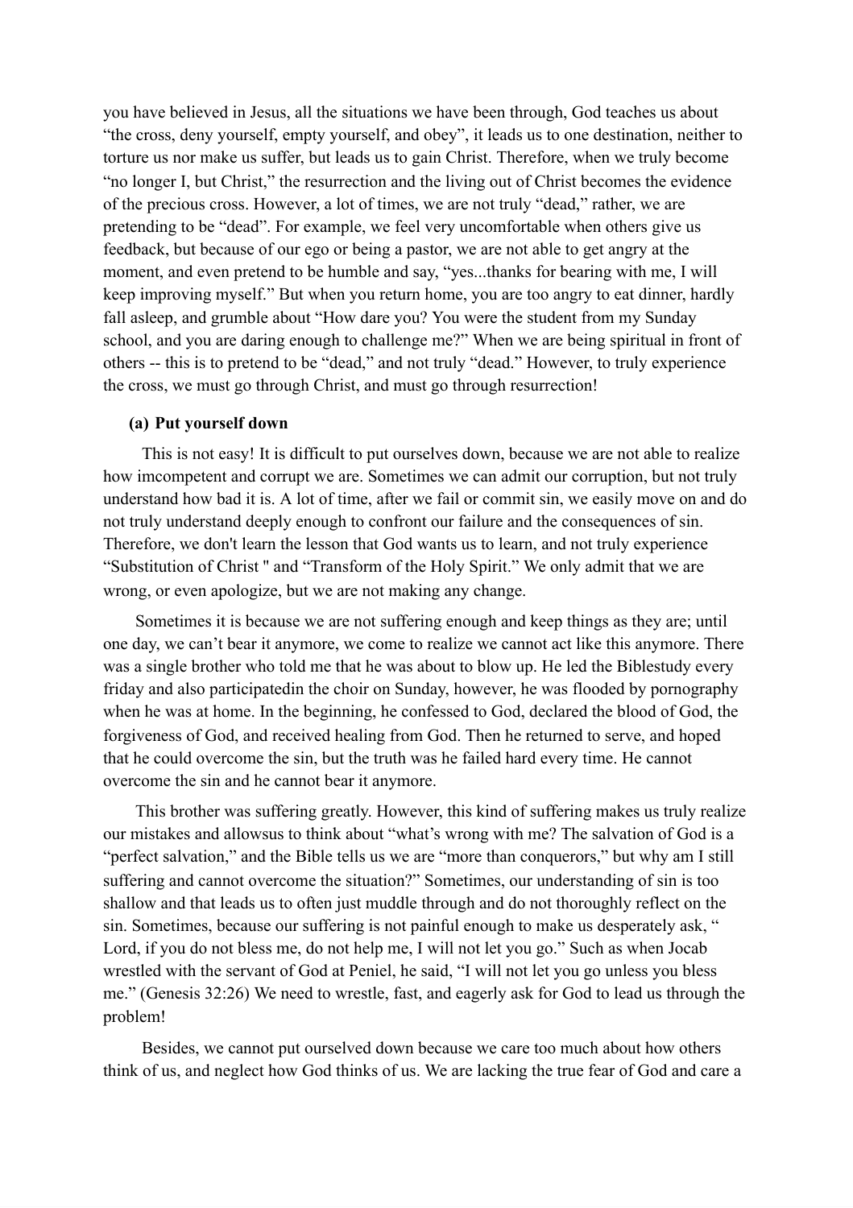you have believed in Jesus, all the situations we have been through, God teaches us about "the cross, deny yourself, empty yourself, and obey", it leads us to one destination, neither to torture us nor make us suffer, but leads us to gain Christ. Therefore, when we truly become "no longer I, but Christ," the resurrection and the living out of Christ becomes the evidence of the precious cross. However, a lot of times, we are not truly "dead," rather, we are pretending to be "dead". For example, we feel very uncomfortable when others give us feedback, but because of our ego or being a pastor, we are not able to get angry at the moment, and even pretend to be humble and say, "yes...thanks for bearing with me, I will keep improving myself." But when you return home, you are too angry to eat dinner, hardly fall asleep, and grumble about "How dare you? You were the student from my Sunday school, and you are daring enough to challenge me?" When we are being spiritual in front of others -- this is to pretend to be "dead," and not truly "dead." However, to truly experience the cross, we must go through Christ, and must go through resurrection!

**(a) Put yourself down**

This is not easy! It is difficult to put ourselves down, because we are not able to realize how imcompetent and corrupt we are. Sometimes we can admit our corruption, but not truly understand how bad it is. A lot of time, after we fail or commit sin, we easily move on and do not truly understand deeply enough to confront our failure and the consequences of sin. Therefore, we don't learn the lesson that God wants us to learn, and not truly experience "Substitution of Christ " and "Transform of the Holy Spirit." We only admit that we are wrong, or even apologize, but we are not making any change.

Sometimes it is because we are not suffering enough and keep things as they are; until one day, we can't bear it anymore, we come to realize we cannot act like this anymore. There was a single brother who told me that he was about to blow up. He led the Biblestudy every friday and also participatedin the choir on Sunday, however, he was flooded by pornography when he was at home. In the beginning, he confessed to God, declared the blood of God, the forgiveness of God, and received healing from God. Then he returned to serve, and hoped that he could overcome the sin, but the truth was he failed hard every time. He cannot overcome the sin and he cannot bear it anymore.

This brother was suffering greatly. However, this kind of suffering makes us truly realize our mistakes and allowsus to think about "what's wrong with me? The salvation of God is a "perfect salvation," and the Bible tells us we are "more than conquerors," but why am I still suffering and cannot overcome the situation?" Sometimes, our understanding of sin is too shallow and that leads us to often just muddle through and do not thoroughly reflect on the sin. Sometimes, because our suffering is not painful enough to make us desperately ask, " Lord, if you do not bless me, do not help me, I will not let you go." Such as when Jocab wrestled with the servant of God at Peniel, he said, "I will not let you go unless you bless me." (Genesis 32:26) We need to wrestle, fast, and eagerly ask for God to lead us through the problem!

Besides, we cannot put ourselved down because we care too much about how others think of us, and neglect how God thinks of us. We are lacking the true fear of God and care a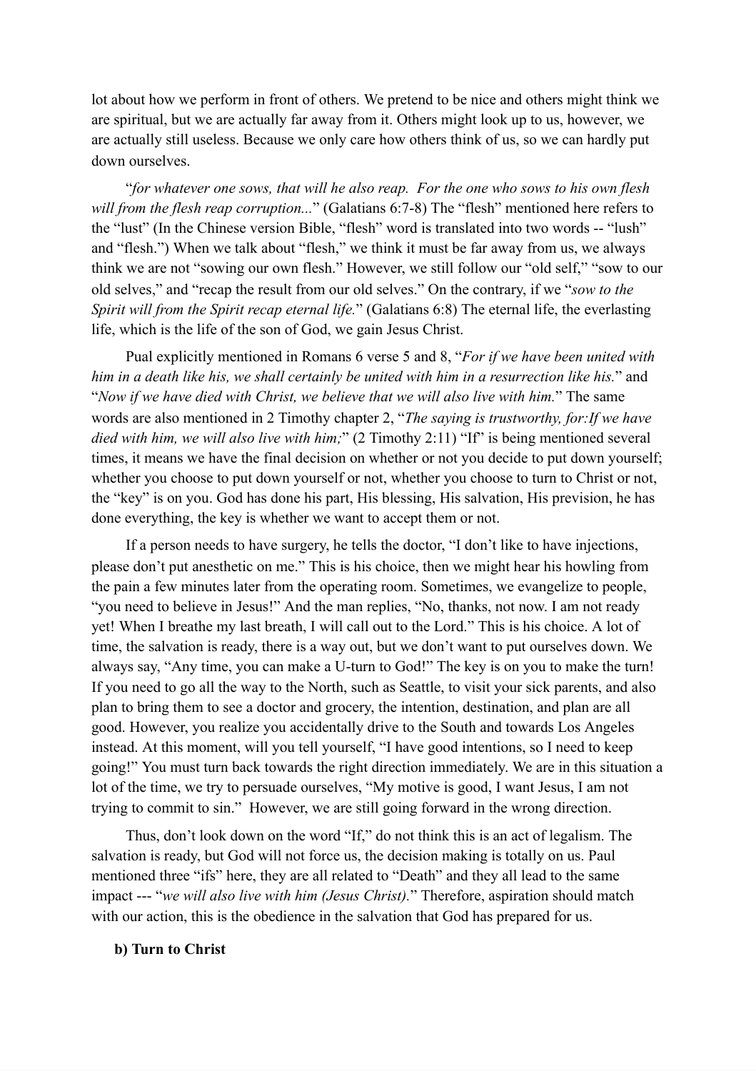lot about how we perform in front of others. We pretend to be nice and others might think we are spiritual, but we are actually far away from it. Others might look up to us, however, we are actually still useless. Because we only care how others think of us, so we can hardly put down ourselves.

"*for whatever one sows, that will he also reap. For the one who sows to his own flesh will from the flesh reap corruption...*" (Galatians 6:7-8) The "flesh" mentioned here refers to the "lust" (In the Chinese version Bible, "flesh" word is translated into two words -- "lush" and "flesh.") When we talk about "flesh," we think it must be far away from us, we always think we are not "sowing our own flesh." However, we still follow our "old self," "sow to our old selves," and "recap the result from our old selves." On the contrary, if we "*sow to the Spirit will from the Spirit recap eternal life.*" (Galatians 6:8) The eternal life, the everlasting life, which is the life of the son of God, we gain Jesus Christ.

Pual explicitly mentioned in Romans 6 verse 5 and 8, "*For if we have been united with him in a death like his, we shall certainly be united with him in a resurrection like his.*" and "*Now if we have died with Christ, we believe that we will also live with him.*" The same words are also mentioned in 2 Timothy chapter 2, "*The saying is trustworthy, for:If we have died with him, we will also live with him;*" (2 Timothy 2:11) "If" is being mentioned several times, it means we have the final decision on whether or not you decide to put down yourself; whether you choose to put down yourself or not, whether you choose to turn to Christ or not, the "key" is on you. God has done his part, His blessing, His salvation, His prevision, he has done everything, the key is whether we want to accept them or not.

If a person needs to have surgery, he tells the doctor, "I don't like to have injections, please don't put anesthetic on me." This is his choice, then we might hear his howling from the pain a few minutes later from the operating room. Sometimes, we evangelize to people, "you need to believe in Jesus!" And the man replies, "No, thanks, not now. I am not ready yet! When I breathe my last breath, I will call out to the Lord." This is his choice. A lot of time, the salvation is ready, there is a way out, but we don't want to put ourselves down. We always say, "Any time, you can make a U-turn to God!" The key is on you to make the turn! If you need to go all the way to the North, such as Seattle, to visit your sick parents, and also plan to bring them to see a doctor and grocery, the intention, destination, and plan are all good. However, you realize you accidentally drive to the South and towards Los Angeles instead. At this moment, will you tell yourself, "I have good intentions, so I need to keep going!" You must turn back towards the right direction immediately. We are in this situation a lot of the time, we try to persuade ourselves, "My motive is good, I want Jesus, I am not trying to commit to sin." However, we are still going forward in the wrong direction.

Thus, don't look down on the word "If," do not think this is an act of legalism. The salvation is ready, but God will not force us, the decision making is totally on us. Paul mentioned three "ifs" here, they are all related to "Death" and they all lead to the same impact --- "*we will also live with him (Jesus Christ).*" Therefore, aspiration should match with our action, this is the obedience in the salvation that God has prepared for us.

**b) Turn to Christ**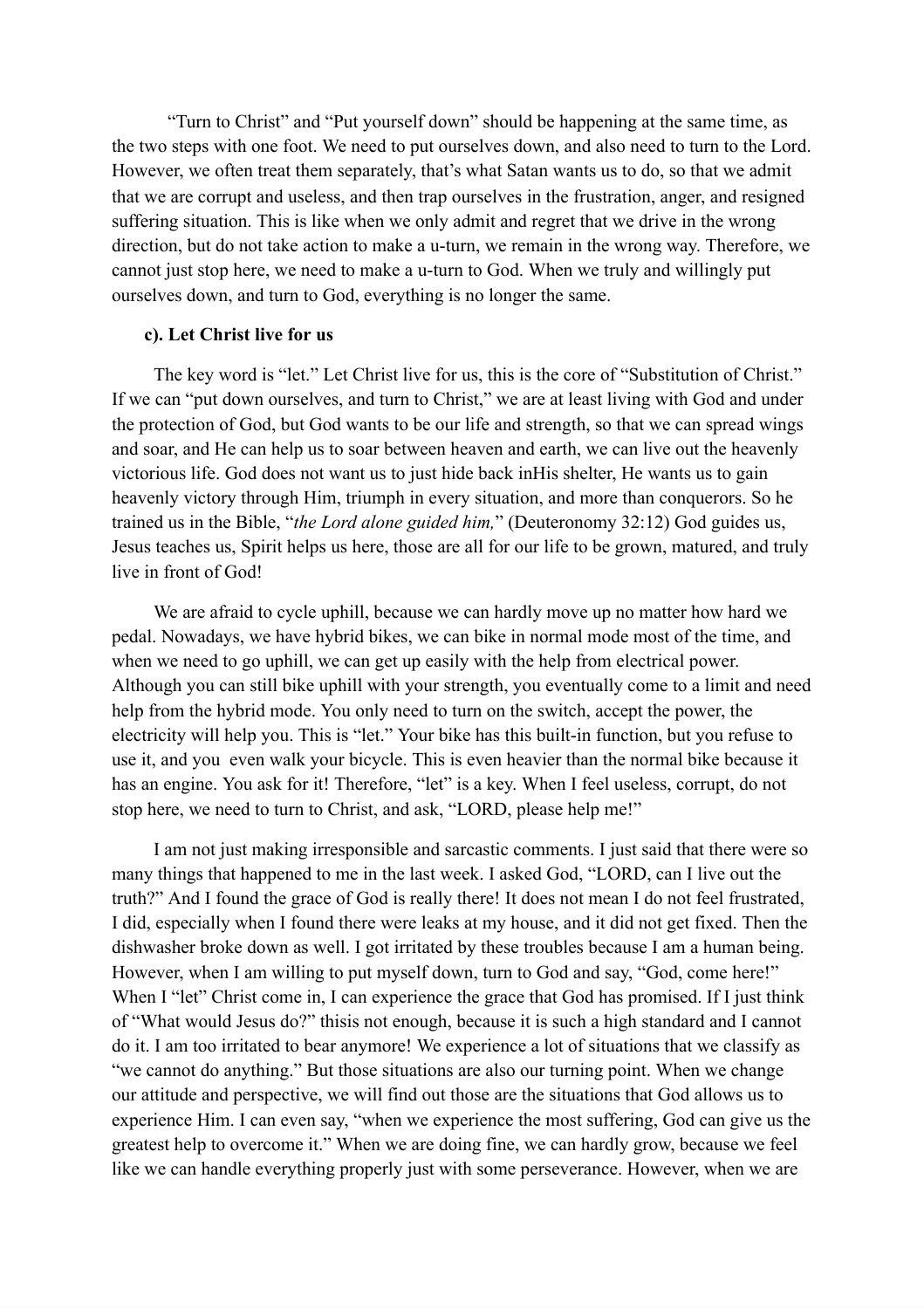"Turn to Christ" and "Put yourself down" should be happening at the same time, as the two steps with one foot. We need to put ourselves down, and also need to turn to the Lord. However, we often treat them separately, that's what Satan wants us to do, so that we admit that we are corrupt and useless, and then trap ourselves in the frustration, anger, and resigned suffering situation. This is like when we only admit and regret that we drive in the wrong direction, but do not take action to make a u-turn, we remain in the wrong way. Therefore, we cannot just stop here, we need to make a u-turn to God. When we truly and willingly put ourselves down, and turn to God, everything is no longer the same.

**c). Let Christ live for us**

The key word is "let." Let Christ live for us, this is the core of "Substitution of Christ." If we can "put down ourselves, and turn to Christ," we are at least living with God and under the protection of God, but God wants to be our life and strength, so that we can spread wings and soar, and He can help us to soar between heaven and earth, we can live out the heavenly victorious life. God does not want us to just hide back inHis shelter, He wants us to gain heavenly victory through Him, triumph in every situation, and more than conquerors. So he trained us in the Bible, "*the Lord alone guided him,*" (Deuteronomy 32:12) God guides us, Jesus teaches us, Spirit helps us here, those are all for our life to be grown, matured, and truly live in front of God!

We are afraid to cycle uphill, because we can hardly move up no matter how hard we pedal. Nowadays, we have hybrid bikes, we can bike in normal mode most of the time, and when we need to go uphill, we can get up easily with the help from electrical power. Although you can still bike uphill with your strength, you eventually come to a limit and need help from the hybrid mode. You only need to turn on the switch, accept the power, the electricity will help you. This is "let." Your bike has this built-in function, but you refuse to use it, and you even walk your bicycle. This is even heavier than the normal bike because it has an engine. You ask for it! Therefore, "let" is a key. When I feel useless, corrupt, do not stop here, we need to turn to Christ, and ask, "LORD, please help me!"

I am not just making irresponsible and sarcastic comments. I just said that there were so many things that happened to me in the last week. I asked God, "LORD, can I live out the truth?" And I found the grace of God is really there! It does not mean I do not feel frustrated, I did, especially when I found there were leaks at my house, and it did not get fixed. Then the dishwasher broke down as well. I got irritated by these troubles because I am a human being. However, when I am willing to put myself down, turn to God and say, "God, come here!" When I "let" Christ come in, I can experience the grace that God has promised. If I just think of "What would Jesus do?" thisis not enough, because it is such a high standard and I cannot do it. I am too irritated to bear anymore! We experience a lot of situations that we classify as "we cannot do anything." But those situations are also our turning point. When we change our attitude and perspective, we will find out those are the situations that God allows us to experience Him. I can even say, "when we experience the most suffering, God can give us the greatest help to overcome it." When we are doing fine, we can hardly grow, because we feel like we can handle everything properly just with some perseverance. However, when we are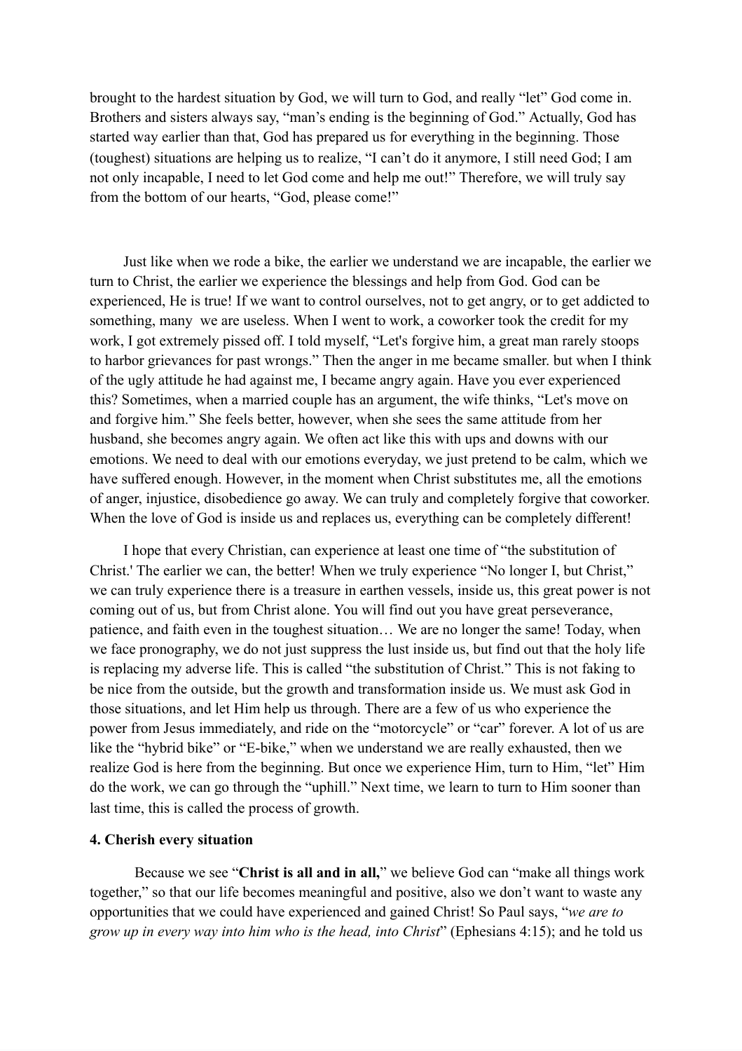brought to the hardest situation by God, we will turn to God, and really "let" God come in. Brothers and sisters always say, "man's ending is the beginning of God." Actually, God has started way earlier than that, God has prepared us for everything in the beginning. Those (toughest) situations are helping us to realize, "I can't do it anymore, I still need God; I am not only incapable, I need to let God come and help me out!" Therefore, we will truly say from the bottom of our hearts, "God, please come!"

Just like when we rode a bike, the earlier we understand we are incapable, the earlier we turn to Christ, the earlier we experience the blessings and help from God. God can be experienced, He is true! If we want to control ourselves, not to get angry, or to get addicted to something, many we are useless. When I went to work, a coworker took the credit for my work, I got extremely pissed off. I told myself, "Let's forgive him, a great man rarely stoops to harbor grievances for past wrongs." Then the anger in me became smaller. but when I think of the ugly attitude he had against me, I became angry again. Have you ever experienced this? Sometimes, when a married couple has an argument, the wife thinks, "Let's move on and forgive him." She feels better, however, when she sees the same attitude from her husband, she becomes angry again. We often act like this with ups and downs with our emotions. We need to deal with our emotions everyday, we just pretend to be calm, which we have suffered enough. However, in the moment when Christ substitutes me, all the emotions of anger, injustice, disobedience go away. We can truly and completely forgive that coworker. When the love of God is inside us and replaces us, everything can be completely different!

I hope that every Christian, can experience at least one time of "the substitution of Christ.' The earlier we can, the better! When we truly experience "No longer I, but Christ," we can truly experience there is a treasure in earthen vessels, inside us, this great power is not coming out of us, but from Christ alone. You will find out you have great perseverance, patience, and faith even in the toughest situation… We are no longer the same! Today, when we face pronography, we do not just suppress the lust inside us, but find out that the holy life is replacing my adverse life. This is called "the substitution of Christ." This is not faking to be nice from the outside, but the growth and transformation inside us. We must ask God in those situations, and let Him help us through. There are a few of us who experience the power from Jesus immediately, and ride on the "motorcycle" or "car" forever. A lot of us are like the "hybrid bike" or "E-bike," when we understand we are really exhausted, then we realize God is here from the beginning. But once we experience Him, turn to Him, "let" Him do the work, we can go through the "uphill." Next time, we learn to turn to Him sooner than last time, this is called the process of growth.

#### 4. Cherish every situation

Because we see "**Christ is all and in all,**" we believe God can "make all things work together," so that our life becomes meaningful and positive, also we don't want to waste any opportunities that we could have experienced and gained Christ! So Paul says, "*we are to grow up in every way into him who is the head, into Christ*" (Ephesians 4:15); and he told us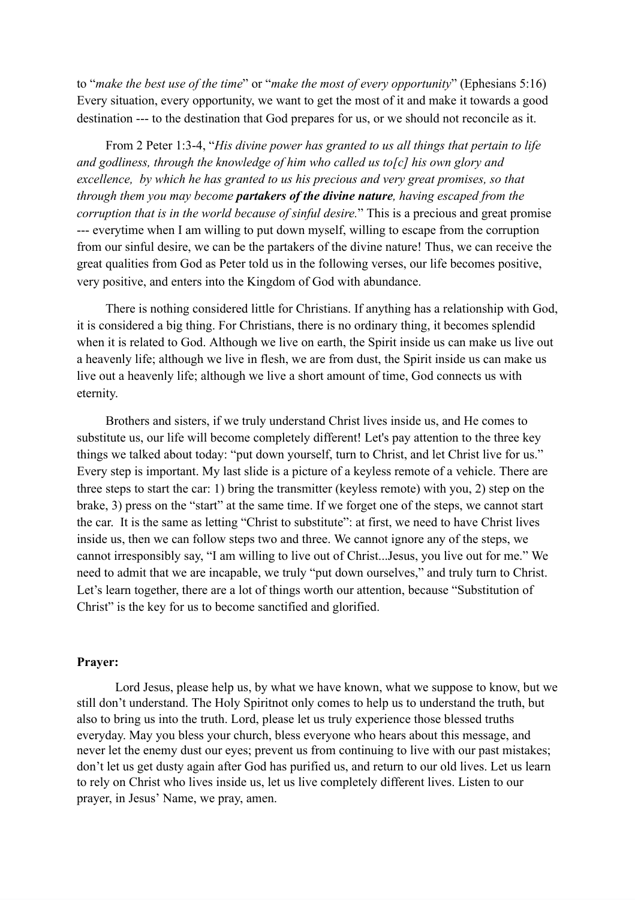to "*make the best use of the time*" or "*make the most of every opportunity*" (Ephesians 5:16) Every situation, every opportunity, we want to get the most of it and make it towards a good destination --- to the destination that God prepares for us, or we should not reconcile as it.

From 2 Peter 1:3-4, "*His divine power has granted to us all things that pertain to life and godliness, through the knowledge of him who called us to[c] his own glory and excellence, by which he has granted to us his precious and very great promises, so that through them you may become* ***partakers of the divine nature****, having escaped from the corruption that is in the world because of sinful desire.*" This is a precious and great promise --- everytime when I am willing to put down myself, willing to escape from the corruption from our sinful desire, we can be the partakers of the divine nature! Thus, we can receive the great qualities from God as Peter told us in the following verses, our life becomes positive, very positive, and enters into the Kingdom of God with abundance.

There is nothing considered little for Christians. If anything has a relationship with God, it is considered a big thing. For Christians, there is no ordinary thing, it becomes splendid when it is related to God. Although we live on earth, the Spirit inside us can make us live out a heavenly life; although we live in flesh, we are from dust, the Spirit inside us can make us live out a heavenly life; although we live a short amount of time, God connects us with eternity.

Brothers and sisters, if we truly understand Christ lives inside us, and He comes to substitute us, our life will become completely different! Let's pay attention to the three key things we talked about today: "put down yourself, turn to Christ, and let Christ live for us." Every step is important. My last slide is a picture of a keyless remote of a vehicle. There are three steps to start the car: 1) bring the transmitter (keyless remote) with you, 2) step on the brake, 3) press on the "start" at the same time. If we forget one of the steps, we cannot start the car. It is the same as letting "Christ to substitute": at first, we need to have Christ lives inside us, then we can follow steps two and three. We cannot ignore any of the steps, we cannot irresponsibly say, "I am willing to live out of Christ...Jesus, you live out for me." We need to admit that we are incapable, we truly "put down ourselves," and truly turn to Christ. Let's learn together, there are a lot of things worth our attention, because "Substitution of Christ" is the key for us to become sanctified and glorified.

**Prayer:**

Lord Jesus, please help us, by what we have known, what we suppose to know, but we still don't understand. The Holy Spiritnot only comes to help us to understand the truth, but also to bring us into the truth. Lord, please let us truly experience those blessed truths everyday. May you bless your church, bless everyone who hears about this message, and never let the enemy dust our eyes; prevent us from continuing to live with our past mistakes; don't let us get dusty again after God has purified us, and return to our old lives. Let us learn to rely on Christ who lives inside us, let us live completely different lives. Listen to our prayer, in Jesus' Name, we pray, amen.